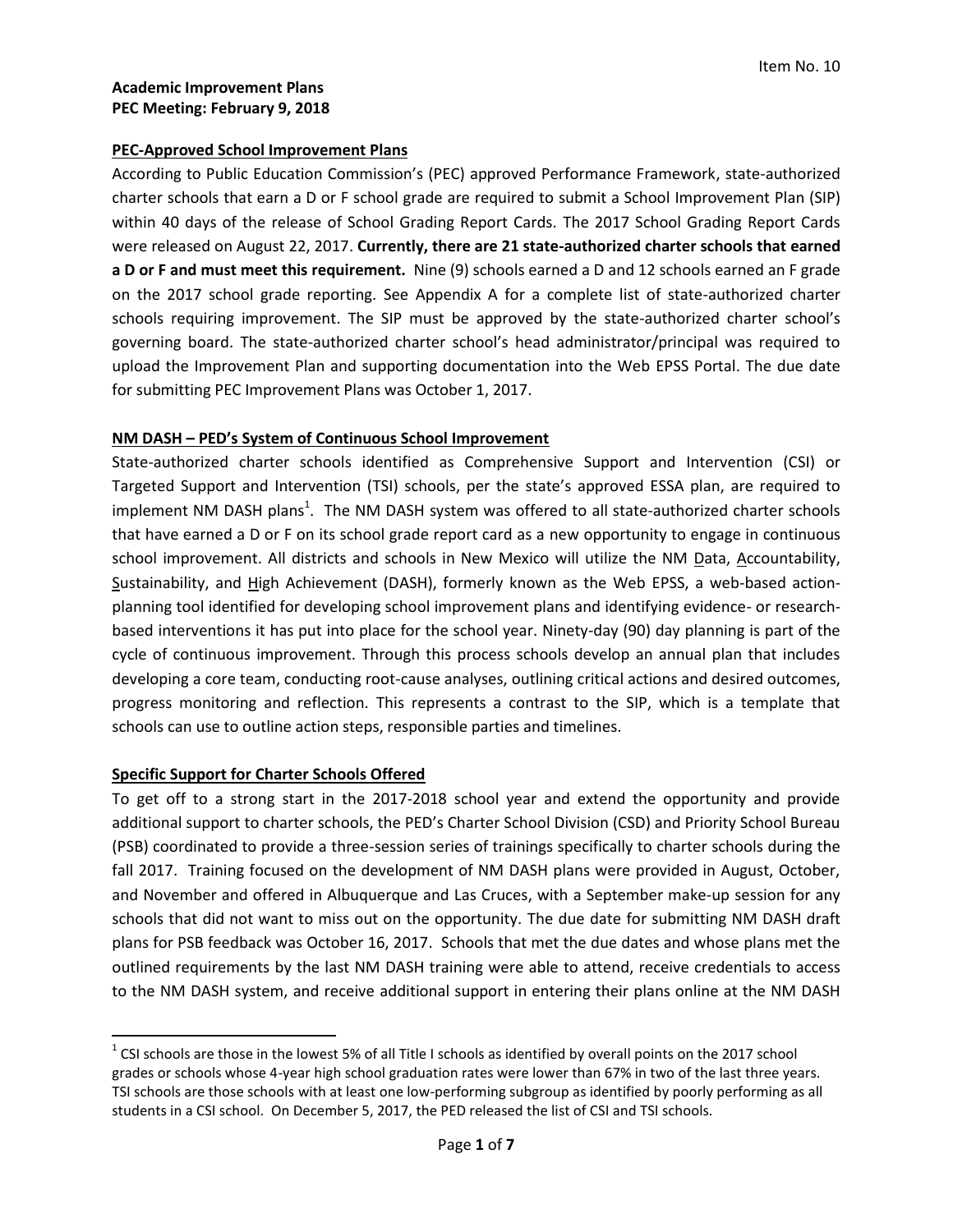Item No. 10

**Academic Improvement Plans**
**PEC Meeting: February 9, 2018**

## PEC-Approved School Improvement Plans

According to Public Education Commission's (PEC) approved Performance Framework, state-authorized charter schools that earn a D or F school grade are required to submit a School Improvement Plan (SIP) within 40 days of the release of School Grading Report Cards. The 2017 School Grading Report Cards were released on August 22, 2017. **Currently, there are 21 state-authorized charter schools that earned a D or F and must meet this requirement.** Nine (9) schools earned a D and 12 schools earned an F grade on the 2017 school grade reporting. See Appendix A for a complete list of state-authorized charter schools requiring improvement. The SIP must be approved by the state-authorized charter school's governing board. The state-authorized charter school's head administrator/principal was required to upload the Improvement Plan and supporting documentation into the Web EPSS Portal. The due date for submitting PEC Improvement Plans was October 1, 2017.

## NM DASH – PED's System of Continuous School Improvement

State-authorized charter schools identified as Comprehensive Support and Intervention (CSI) or Targeted Support and Intervention (TSI) schools, per the state's approved ESSA plan, are required to implement NM DASH plans[1]. The NM DASH system was offered to all state-authorized charter schools that have earned a D or F on its school grade report card as a new opportunity to engage in continuous school improvement. All districts and schools in New Mexico will utilize the NM Data, Accountability, Sustainability, and High Achievement (DASH), formerly known as the Web EPSS, a web-based action-planning tool identified for developing school improvement plans and identifying evidence- or research-based interventions it has put into place for the school year. Ninety-day (90) day planning is part of the cycle of continuous improvement. Through this process schools develop an annual plan that includes developing a core team, conducting root-cause analyses, outlining critical actions and desired outcomes, progress monitoring and reflection. This represents a contrast to the SIP, which is a template that schools can use to outline action steps, responsible parties and timelines.

## Specific Support for Charter Schools Offered

To get off to a strong start in the 2017-2018 school year and extend the opportunity and provide additional support to charter schools, the PED's Charter School Division (CSD) and Priority School Bureau (PSB) coordinated to provide a three-session series of trainings specifically to charter schools during the fall 2017. Training focused on the development of NM DASH plans were provided in August, October, and November and offered in Albuquerque and Las Cruces, with a September make-up session for any schools that did not want to miss out on the opportunity. The due date for submitting NM DASH draft plans for PSB feedback was October 16, 2017. Schools that met the due dates and whose plans met the outlined requirements by the last NM DASH training were able to attend, receive credentials to access to the NM DASH system, and receive additional support in entering their plans online at the NM DASH

---

[1] CSI schools are those in the lowest 5% of all Title I schools as identified by overall points on the 2017 school grades or schools whose 4-year high school graduation rates were lower than 67% in two of the last three years. TSI schools are those schools with at least one low-performing subgroup as identified by poorly performing as all students in a CSI school. On December 5, 2017, the PED released the list of CSI and TSI schools.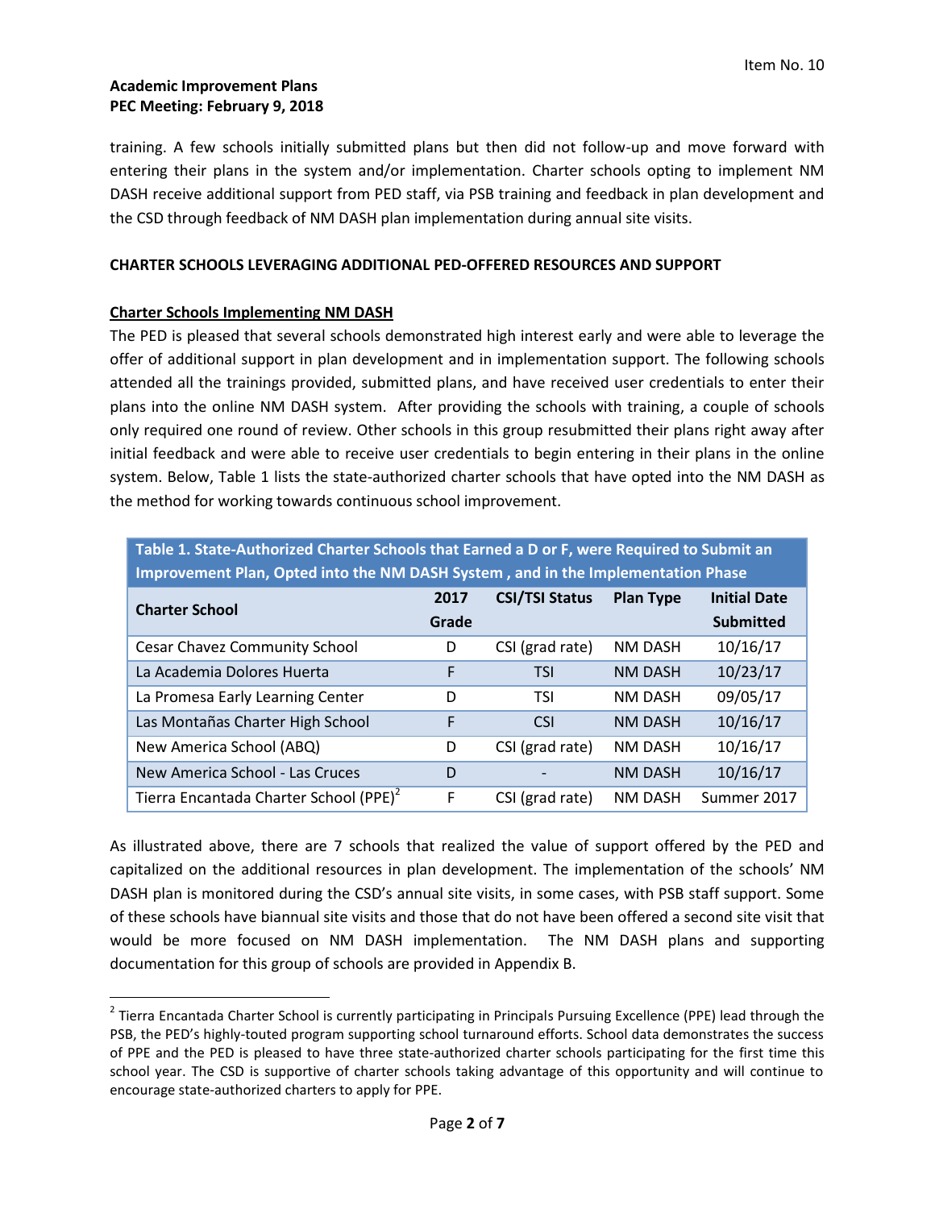training. A few schools initially submitted plans but then did not follow-up and move forward with entering their plans in the system and/or implementation. Charter schools opting to implement NM DASH receive additional support from PED staff, via PSB training and feedback in plan development and the CSD through feedback of NM DASH plan implementation during annual site visits.

**CHARTER SCHOOLS LEVERAGING ADDITIONAL PED-OFFERED RESOURCES AND SUPPORT**

**Charter Schools Implementing NM DASH**

The PED is pleased that several schools demonstrated high interest early and were able to leverage the offer of additional support in plan development and in implementation support. The following schools attended all the trainings provided, submitted plans, and have received user credentials to enter their plans into the online NM DASH system. After providing the schools with training, a couple of schools only required one round of review. Other schools in this group resubmitted their plans right away after initial feedback and were able to receive user credentials to begin entering in their plans in the online system. Below, Table 1 lists the state-authorized charter schools that have opted into the NM DASH as the method for working towards continuous school improvement.

**Table 1. State-Authorized Charter Schools that Earned a D or F, were Required to Submit an Improvement Plan, Opted into the NM DASH System , and in the Implementation Phase**

| Charter School | 2017 Grade | CSI/TSI Status | Plan Type | Initial Date Submitted |
|---|---|---|---|---|
| Cesar Chavez Community School | D | CSI (grad rate) | NM DASH | 10/16/17 |
| La Academia Dolores Huerta | F | TSI | NM DASH | 10/23/17 |
| La Promesa Early Learning Center | D | TSI | NM DASH | 09/05/17 |
| Las Montañas Charter High School | F | CSI | NM DASH | 10/16/17 |
| New America School (ABQ) | D | CSI (grad rate) | NM DASH | 10/16/17 |
| New America School - Las Cruces | D | - | NM DASH | 10/16/17 |
| Tierra Encantada Charter School (PPE)[2] | F | CSI (grad rate) | NM DASH | Summer 2017 |

As illustrated above, there are 7 schools that realized the value of support offered by the PED and capitalized on the additional resources in plan development. The implementation of the schools' NM DASH plan is monitored during the CSD's annual site visits, in some cases, with PSB staff support. Some of these schools have biannual site visits and those that do not have been offered a second site visit that would be more focused on NM DASH implementation. The NM DASH plans and supporting documentation for this group of schools are provided in Appendix B.

[2] Tierra Encantada Charter School is currently participating in Principals Pursuing Excellence (PPE) lead through the PSB, the PED's highly-touted program supporting school turnaround efforts. School data demonstrates the success of PPE and the PED is pleased to have three state-authorized charter schools participating for the first time this school year. The CSD is supportive of charter schools taking advantage of this opportunity and will continue to encourage state-authorized charters to apply for PPE.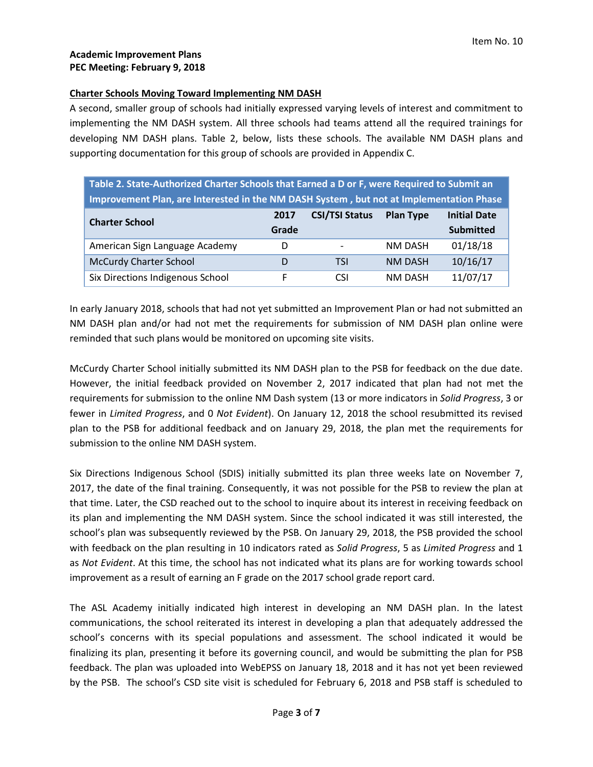**Academic Improvement Plans**
**PEC Meeting: February 9, 2018**

Item No. 10

## Charter Schools Moving Toward Implementing NM DASH

A second, smaller group of schools had initially expressed varying levels of interest and commitment to implementing the NM DASH system. All three schools had teams attend all the required trainings for developing NM DASH plans. Table 2, below, lists these schools. The available NM DASH plans and supporting documentation for this group of schools are provided in Appendix C.

**Table 2. State-Authorized Charter Schools that Earned a D or F, were Required to Submit an Improvement Plan, are Interested in the NM DASH System , but not at Implementation Phase**

| Charter School | 2017 Grade | CSI/TSI Status | Plan Type | Initial Date Submitted |
|---|---|---|---|---|
| American Sign Language Academy | D | - | NM DASH | 01/18/18 |
| McCurdy Charter School | D | TSI | NM DASH | 10/16/17 |
| Six Directions Indigenous School | F | CSI | NM DASH | 11/07/17 |

In early January 2018, schools that had not yet submitted an Improvement Plan or had not submitted an NM DASH plan and/or had not met the requirements for submission of NM DASH plan online were reminded that such plans would be monitored on upcoming site visits.

McCurdy Charter School initially submitted its NM DASH plan to the PSB for feedback on the due date. However, the initial feedback provided on November 2, 2017 indicated that plan had not met the requirements for submission to the online NM Dash system (13 or more indicators in *Solid Progress*, 3 or fewer in *Limited Progress*, and 0 *Not Evident*). On January 12, 2018 the school resubmitted its revised plan to the PSB for additional feedback and on January 29, 2018, the plan met the requirements for submission to the online NM DASH system.

Six Directions Indigenous School (SDIS) initially submitted its plan three weeks late on November 7, 2017, the date of the final training. Consequently, it was not possible for the PSB to review the plan at that time. Later, the CSD reached out to the school to inquire about its interest in receiving feedback on its plan and implementing the NM DASH system. Since the school indicated it was still interested, the school's plan was subsequently reviewed by the PSB. On January 29, 2018, the PSB provided the school with feedback on the plan resulting in 10 indicators rated as *Solid Progress*, 5 as *Limited Progress* and 1 as *Not Evident*. At this time, the school has not indicated what its plans are for working towards school improvement as a result of earning an F grade on the 2017 school grade report card.

The ASL Academy initially indicated high interest in developing an NM DASH plan. In the latest communications, the school reiterated its interest in developing a plan that adequately addressed the school's concerns with its special populations and assessment. The school indicated it would be finalizing its plan, presenting it before its governing council, and would be submitting the plan for PSB feedback. The plan was uploaded into WebEPSS on January 18, 2018 and it has not yet been reviewed by the PSB. The school's CSD site visit is scheduled for February 6, 2018 and PSB staff is scheduled to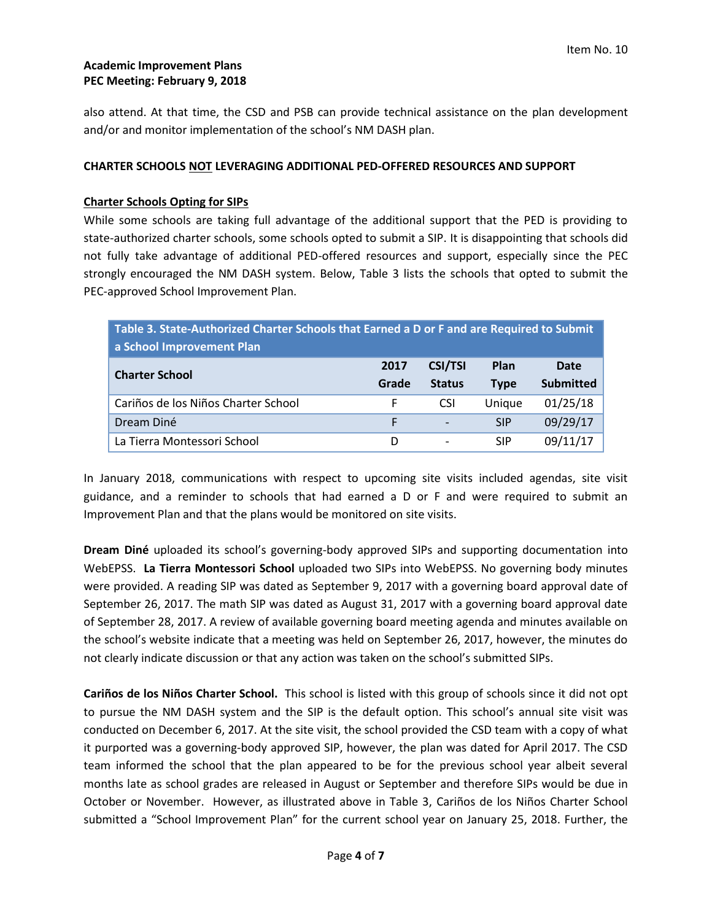also attend. At that time, the CSD and PSB can provide technical assistance on the plan development and/or and monitor implementation of the school's NM DASH plan.

**CHARTER SCHOOLS NOT LEVERAGING ADDITIONAL PED-OFFERED RESOURCES AND SUPPORT**

**Charter Schools Opting for SIPs**

While some schools are taking full advantage of the additional support that the PED is providing to state-authorized charter schools, some schools opted to submit a SIP. It is disappointing that schools did not fully take advantage of additional PED-offered resources and support, especially since the PEC strongly encouraged the NM DASH system. Below, Table 3 lists the schools that opted to submit the PEC-approved School Improvement Plan.

**Table 3. State-Authorized Charter Schools that Earned a D or F and are Required to Submit a School Improvement Plan**

| Charter School | 2017 Grade | CSI/TSI Status | Plan Type | Date Submitted |
|---|---|---|---|---|
| Cariños de los Niños Charter School | F | CSI | Unique | 01/25/18 |
| Dream Diné | F | - | SIP | 09/29/17 |
| La Tierra Montessori School | D | - | SIP | 09/11/17 |

In January 2018, communications with respect to upcoming site visits included agendas, site visit guidance, and a reminder to schools that had earned a D or F and were required to submit an Improvement Plan and that the plans would be monitored on site visits.

**Dream Diné** uploaded its school's governing-body approved SIPs and supporting documentation into WebEPSS. **La Tierra Montessori School** uploaded two SIPs into WebEPSS. No governing body minutes were provided. A reading SIP was dated as September 9, 2017 with a governing board approval date of September 26, 2017. The math SIP was dated as August 31, 2017 with a governing board approval date of September 28, 2017. A review of available governing board meeting agenda and minutes available on the school's website indicate that a meeting was held on September 26, 2017, however, the minutes do not clearly indicate discussion or that any action was taken on the school's submitted SIPs.

**Cariños de los Niños Charter School.** This school is listed with this group of schools since it did not opt to pursue the NM DASH system and the SIP is the default option. This school's annual site visit was conducted on December 6, 2017. At the site visit, the school provided the CSD team with a copy of what it purported was a governing-body approved SIP, however, the plan was dated for April 2017. The CSD team informed the school that the plan appeared to be for the previous school year albeit several months late as school grades are released in August or September and therefore SIPs would be due in October or November. However, as illustrated above in Table 3, Cariños de los Niños Charter School submitted a "School Improvement Plan" for the current school year on January 25, 2018. Further, the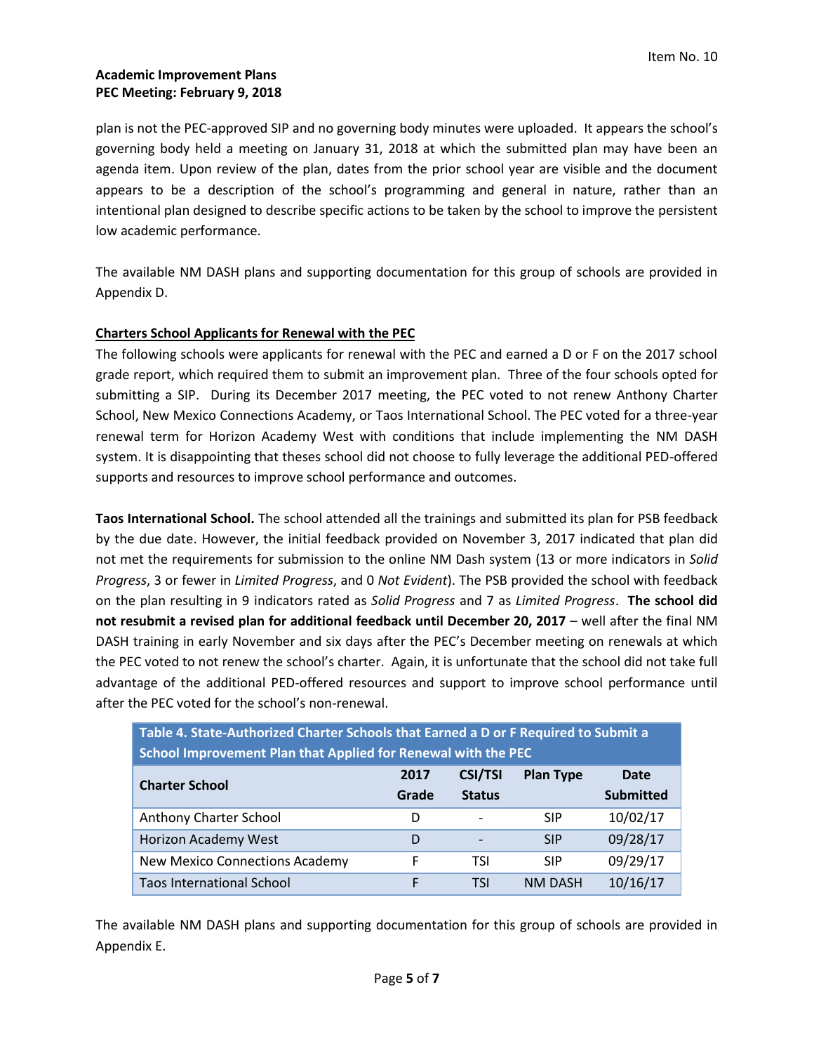plan is not the PEC-approved SIP and no governing body minutes were uploaded. It appears the school's governing body held a meeting on January 31, 2018 at which the submitted plan may have been an agenda item. Upon review of the plan, dates from the prior school year are visible and the document appears to be a description of the school's programming and general in nature, rather than an intentional plan designed to describe specific actions to be taken by the school to improve the persistent low academic performance.

The available NM DASH plans and supporting documentation for this group of schools are provided in Appendix D.

**Charters School Applicants for Renewal with the PEC**

The following schools were applicants for renewal with the PEC and earned a D or F on the 2017 school grade report, which required them to submit an improvement plan. Three of the four schools opted for submitting a SIP. During its December 2017 meeting, the PEC voted to not renew Anthony Charter School, New Mexico Connections Academy, or Taos International School. The PEC voted for a three-year renewal term for Horizon Academy West with conditions that include implementing the NM DASH system. It is disappointing that theses school did not choose to fully leverage the additional PED-offered supports and resources to improve school performance and outcomes.

**Taos International School.** The school attended all the trainings and submitted its plan for PSB feedback by the due date. However, the initial feedback provided on November 3, 2017 indicated that plan did not met the requirements for submission to the online NM Dash system (13 or more indicators in *Solid Progress*, 3 or fewer in *Limited Progress*, and 0 *Not Evident*). The PSB provided the school with feedback on the plan resulting in 9 indicators rated as *Solid Progress* and 7 as *Limited Progress*. **The school did not resubmit a revised plan for additional feedback until December 20, 2017** – well after the final NM DASH training in early November and six days after the PEC's December meeting on renewals at which the PEC voted to not renew the school's charter. Again, it is unfortunate that the school did not take full advantage of the additional PED-offered resources and support to improve school performance until after the PEC voted for the school's non-renewal.

**Table 4. State-Authorized Charter Schools that Earned a D or F Required to Submit a School Improvement Plan that Applied for Renewal with the PEC**

| Charter School | 2017 Grade | CSI/TSI Status | Plan Type | Date Submitted |
|---|---|---|---|---|
| Anthony Charter School | D | - | SIP | 10/02/17 |
| Horizon Academy West | D | - | SIP | 09/28/17 |
| New Mexico Connections Academy | F | TSI | SIP | 09/29/17 |
| Taos International School | F | TSI | NM DASH | 10/16/17 |

The available NM DASH plans and supporting documentation for this group of schools are provided in Appendix E.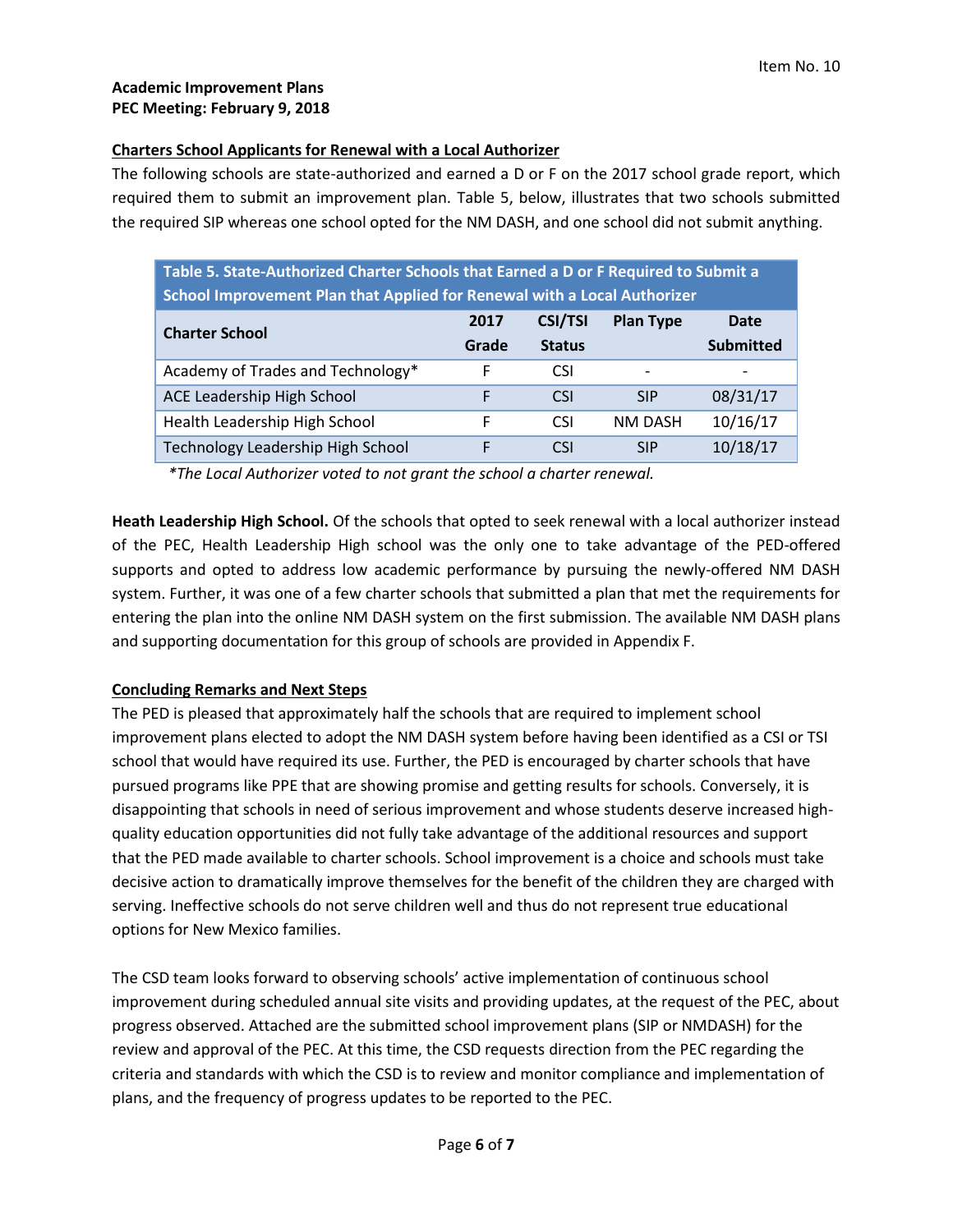Item No. 10

**Academic Improvement Plans**
**PEC Meeting: February 9, 2018**

## Charters School Applicants for Renewal with a Local Authorizer

The following schools are state-authorized and earned a D or F on the 2017 school grade report, which required them to submit an improvement plan. Table 5, below, illustrates that two schools submitted the required SIP whereas one school opted for the NM DASH, and one school did not submit anything.

**Table 5. State-Authorized Charter Schools that Earned a D or F Required to Submit a School Improvement Plan that Applied for Renewal with a Local Authorizer**

| Charter School | 2017 Grade | CSI/TSI Status | Plan Type | Date Submitted |
|---|---|---|---|---|
| Academy of Trades and Technology* | F | CSI | - | - |
| ACE Leadership High School | F | CSI | SIP | 08/31/17 |
| Health Leadership High School | F | CSI | NM DASH | 10/16/17 |
| Technology Leadership High School | F | CSI | SIP | 10/18/17 |

*\*The Local Authorizer voted to not grant the school a charter renewal.*

**Heath Leadership High School.** Of the schools that opted to seek renewal with a local authorizer instead of the PEC, Health Leadership High school was the only one to take advantage of the PED-offered supports and opted to address low academic performance by pursuing the newly-offered NM DASH system. Further, it was one of a few charter schools that submitted a plan that met the requirements for entering the plan into the online NM DASH system on the first submission. The available NM DASH plans and supporting documentation for this group of schools are provided in Appendix F.

## Concluding Remarks and Next Steps

The PED is pleased that approximately half the schools that are required to implement school improvement plans elected to adopt the NM DASH system before having been identified as a CSI or TSI school that would have required its use. Further, the PED is encouraged by charter schools that have pursued programs like PPE that are showing promise and getting results for schools. Conversely, it is disappointing that schools in need of serious improvement and whose students deserve increased high-quality education opportunities did not fully take advantage of the additional resources and support that the PED made available to charter schools. School improvement is a choice and schools must take decisive action to dramatically improve themselves for the benefit of the children they are charged with serving. Ineffective schools do not serve children well and thus do not represent true educational options for New Mexico families.

The CSD team looks forward to observing schools' active implementation of continuous school improvement during scheduled annual site visits and providing updates, at the request of the PEC, about progress observed. Attached are the submitted school improvement plans (SIP or NMDASH) for the review and approval of the PEC. At this time, the CSD requests direction from the PEC regarding the criteria and standards with which the CSD is to review and monitor compliance and implementation of plans, and the frequency of progress updates to be reported to the PEC.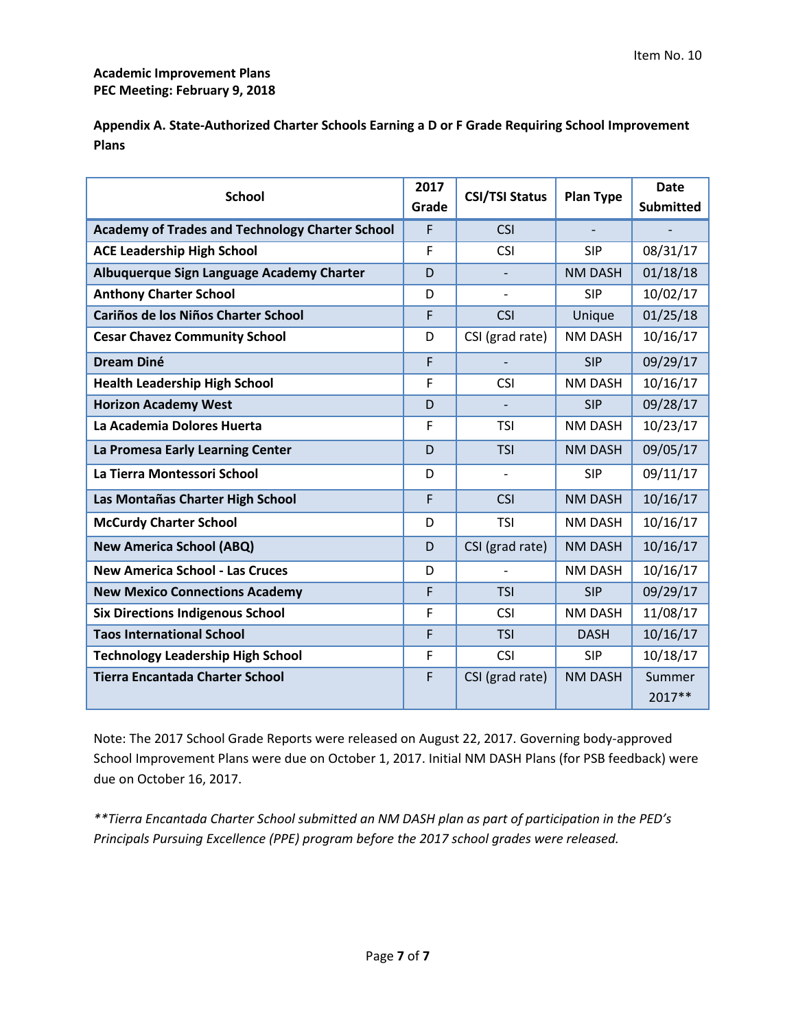Item No. 10

**Academic Improvement Plans**
**PEC Meeting: February 9, 2018**

**Appendix A. State-Authorized Charter Schools Earning a D or F Grade Requiring School Improvement Plans**

| School | 2017 Grade | CSI/TSI Status | Plan Type | Date Submitted |
|---|---|---|---|---|
| **Academy of Trades and Technology Charter School** | F | CSI | - | - |
| **ACE Leadership High School** | F | CSI | SIP | 08/31/17 |
| **Albuquerque Sign Language Academy Charter** | D | - | NM DASH | 01/18/18 |
| **Anthony Charter School** | D | - | SIP | 10/02/17 |
| **Cariños de los Niños Charter School** | F | CSI | Unique | 01/25/18 |
| **Cesar Chavez Community School** | D | CSI (grad rate) | NM DASH | 10/16/17 |
| **Dream Diné** | F | - | SIP | 09/29/17 |
| **Health Leadership High School** | F | CSI | NM DASH | 10/16/17 |
| **Horizon Academy West** | D | - | SIP | 09/28/17 |
| **La Academia Dolores Huerta** | F | TSI | NM DASH | 10/23/17 |
| **La Promesa Early Learning Center** | D | TSI | NM DASH | 09/05/17 |
| **La Tierra Montessori School** | D | - | SIP | 09/11/17 |
| **Las Montañas Charter High School** | F | CSI | NM DASH | 10/16/17 |
| **McCurdy Charter School** | D | TSI | NM DASH | 10/16/17 |
| **New America School (ABQ)** | D | CSI (grad rate) | NM DASH | 10/16/17 |
| **New America School - Las Cruces** | D | - | NM DASH | 10/16/17 |
| **New Mexico Connections Academy** | F | TSI | SIP | 09/29/17 |
| **Six Directions Indigenous School** | F | CSI | NM DASH | 11/08/17 |
| **Taos International School** | F | TSI | DASH | 10/16/17 |
| **Technology Leadership High School** | F | CSI | SIP | 10/18/17 |
| **Tierra Encantada Charter School** | F | CSI (grad rate) | NM DASH | Summer 2017** |

Note: The 2017 School Grade Reports were released on August 22, 2017. Governing body-approved School Improvement Plans were due on October 1, 2017. Initial NM DASH Plans (for PSB feedback) were due on October 16, 2017.

*\*\*Tierra Encantada Charter School submitted an NM DASH plan as part of participation in the PED's Principals Pursuing Excellence (PPE) program before the 2017 school grades were released.*